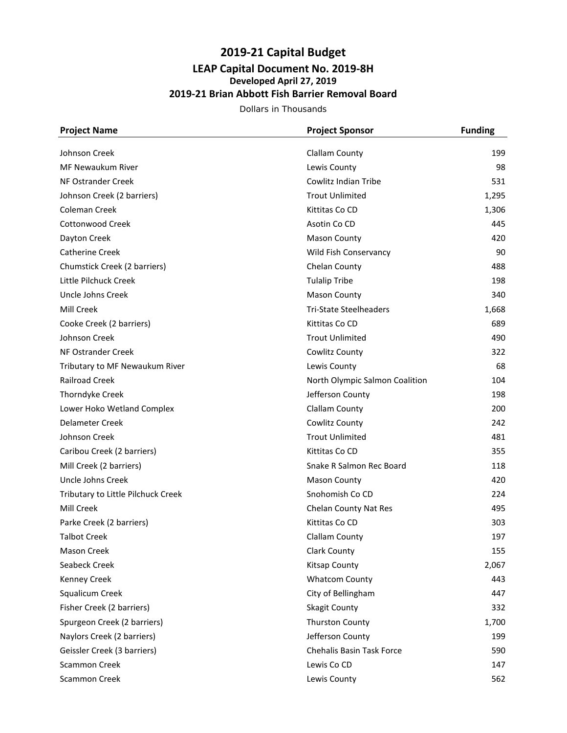# 2019-21 Capital Budget

## LEAP Capital Document No. 2019-8H

### Developed April 27, 2019

### 2019-21 Brian Abbott Fish Barrier Removal Board

Dollars in Thousands

| Project Name | Project Sponsor | Funding |
|---|---|---|
| Johnson Creek | Clallam County | 199 |
| MF Newaukum River | Lewis County | 98 |
| NF Ostrander Creek | Cowlitz Indian Tribe | 531 |
| Johnson Creek (2 barriers) | Trout Unlimited | 1,295 |
| Coleman Creek | Kittitas Co CD | 1,306 |
| Cottonwood Creek | Asotin Co CD | 445 |
| Dayton Creek | Mason County | 420 |
| Catherine Creek | Wild Fish Conservancy | 90 |
| Chumstick Creek (2 barriers) | Chelan County | 488 |
| Little Pilchuck Creek | Tulalip Tribe | 198 |
| Uncle Johns Creek | Mason County | 340 |
| Mill Creek | Tri-State Steelheaders | 1,668 |
| Cooke Creek (2 barriers) | Kittitas Co CD | 689 |
| Johnson Creek | Trout Unlimited | 490 |
| NF Ostrander Creek | Cowlitz County | 322 |
| Tributary to MF Newaukum River | Lewis County | 68 |
| Railroad Creek | North Olympic Salmon Coalition | 104 |
| Thorndyke Creek | Jefferson County | 198 |
| Lower Hoko Wetland Complex | Clallam County | 200 |
| Delameter Creek | Cowlitz County | 242 |
| Johnson Creek | Trout Unlimited | 481 |
| Caribou Creek (2 barriers) | Kittitas Co CD | 355 |
| Mill Creek (2 barriers) | Snake R Salmon Rec Board | 118 |
| Uncle Johns Creek | Mason County | 420 |
| Tributary to Little Pilchuck Creek | Snohomish Co CD | 224 |
| Mill Creek | Chelan County Nat Res | 495 |
| Parke Creek (2 barriers) | Kittitas Co CD | 303 |
| Talbot Creek | Clallam County | 197 |
| Mason Creek | Clark County | 155 |
| Seabeck Creek | Kitsap County | 2,067 |
| Kenney Creek | Whatcom County | 443 |
| Squalicum Creek | City of Bellingham | 447 |
| Fisher Creek (2 barriers) | Skagit County | 332 |
| Spurgeon Creek (2 barriers) | Thurston County | 1,700 |
| Naylors Creek (2 barriers) | Jefferson County | 199 |
| Geissler Creek (3 barriers) | Chehalis Basin Task Force | 590 |
| Scammon Creek | Lewis Co CD | 147 |
| Scammon Creek | Lewis County | 562 |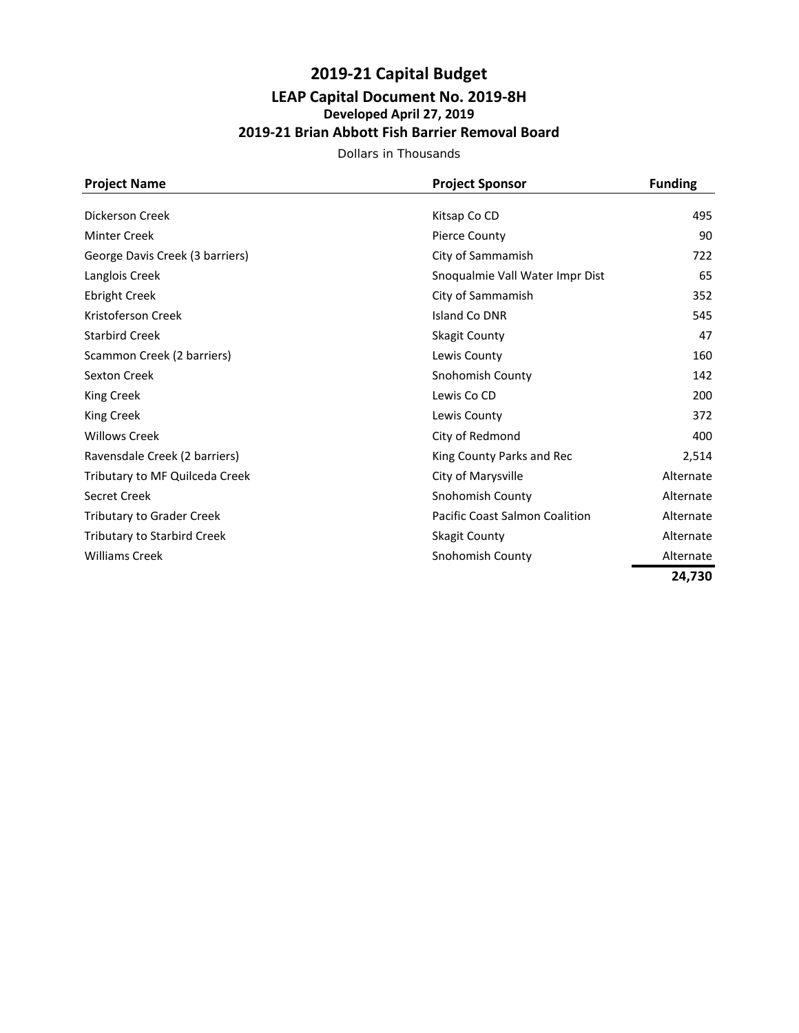# 2019-21 Capital Budget

## LEAP Capital Document No. 2019-8H

### Developed April 27, 2019

### 2019-21 Brian Abbott Fish Barrier Removal Board

Dollars in Thousands

| Project Name | Project Sponsor | Funding |
|---|---|---|
| Dickerson Creek | Kitsap Co CD | 495 |
| Minter Creek | Pierce County | 90 |
| George Davis Creek (3 barriers) | City of Sammamish | 722 |
| Langlois Creek | Snoqualmie Vall Water Impr Dist | 65 |
| Ebright Creek | City of Sammamish | 352 |
| Kristoferson Creek | Island Co DNR | 545 |
| Starbird Creek | Skagit County | 47 |
| Scammon Creek (2 barriers) | Lewis County | 160 |
| Sexton Creek | Snohomish County | 142 |
| King Creek | Lewis Co CD | 200 |
| King Creek | Lewis County | 372 |
| Willows Creek | City of Redmond | 400 |
| Ravensdale Creek (2 barriers) | King County Parks and Rec | 2,514 |
| Tributary to MF Quilceda Creek | City of Marysville | Alternate |
| Secret Creek | Snohomish County | Alternate |
| Tributary to Grader Creek | Pacific Coast Salmon Coalition | Alternate |
| Tributary to Starbird Creek | Skagit County | Alternate |
| Williams Creek | Snohomish County | Alternate |
| | | **24,730** |